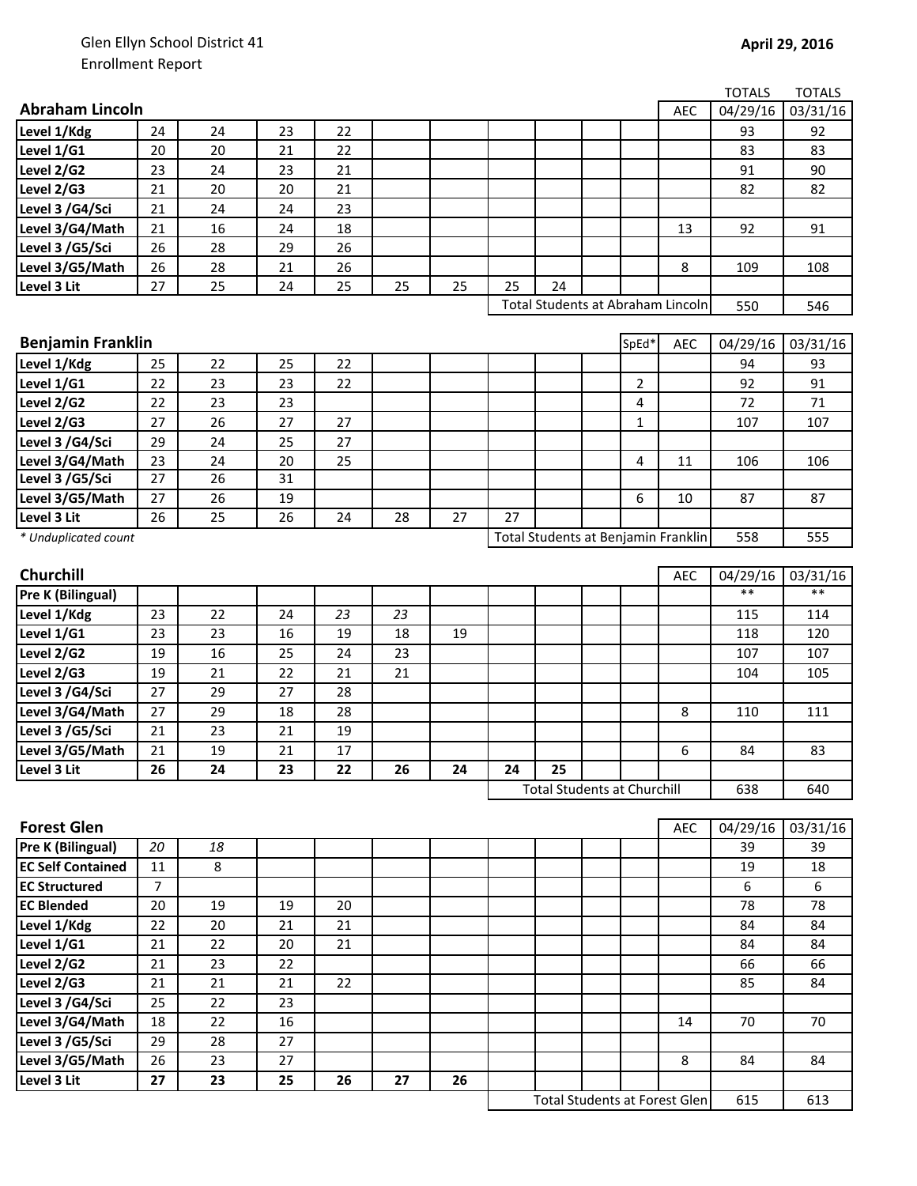Glen Ellyn School District 41
Enrollment Report

**April 29, 2016**

| Abraham Lincoln | | | | | | | | | | | AEC | TOTALS 04/29/16 | TOTALS 03/31/16 |
|---|---|---|---|---|---|---|---|---|---|---|---|---|---|
| Level 1/Kdg | 24 | 24 | 23 | 22 | | | | | | | | 93 | 92 |
| Level 1/G1 | 20 | 20 | 21 | 22 | | | | | | | | 83 | 83 |
| Level 2/G2 | 23 | 24 | 23 | 21 | | | | | | | | 91 | 90 |
| Level 2/G3 | 21 | 20 | 20 | 21 | | | | | | | | 82 | 82 |
| Level 3 /G4/Sci | 21 | 24 | 24 | 23 | | | | | | | | | |
| Level 3/G4/Math | 21 | 16 | 24 | 18 | | | | | | | 13 | 92 | 91 |
| Level 3 /G5/Sci | 26 | 28 | 29 | 26 | | | | | | | | | |
| Level 3/G5/Math | 26 | 28 | 21 | 26 | | | | | | | 8 | 109 | 108 |
| Level 3 Lit | 27 | 25 | 24 | 25 | 25 | 25 | 25 | 24 | | | | | |
| | | | | | | | Total Students at Abraham Lincoln | | | | | 550 | 546 |

| Benjamin Franklin | | | | | | | | | | SpEd* | AEC | 04/29/16 | 03/31/16 |
|---|---|---|---|---|---|---|---|---|---|---|---|---|---|
| Level 1/Kdg | 25 | 22 | 25 | 22 | | | | | | | | 94 | 93 |
| Level 1/G1 | 22 | 23 | 23 | 22 | | | | | | 2 | | 92 | 91 |
| Level 2/G2 | 22 | 23 | 23 | | | | | | | 4 | | 72 | 71 |
| Level 2/G3 | 27 | 26 | 27 | 27 | | | | | | 1 | | 107 | 107 |
| Level 3 /G4/Sci | 29 | 24 | 25 | 27 | | | | | | | | | |
| Level 3/G4/Math | 23 | 24 | 20 | 25 | | | | | | 4 | 11 | 106 | 106 |
| Level 3 /G5/Sci | 27 | 26 | 31 | | | | | | | | | | |
| Level 3/G5/Math | 27 | 26 | 19 | | | | | | | 6 | 10 | 87 | 87 |
| Level 3 Lit | 26 | 25 | 26 | 24 | 28 | 27 | 27 | | | | | | |
| *\* Unduplicated count* | | | | | | | Total Students at Benjamin Franklin | | | | | 558 | 555 |

| Churchill | | | | | | | | | | | AEC | 04/29/16 | 03/31/16 |
|---|---|---|---|---|---|---|---|---|---|---|---|---|---|
| Pre K (Bilingual) | | | | | | | | | | | | ** | ** |
| Level 1/Kdg | 23 | 22 | 24 | *23* | *23* | | | | | | | 115 | 114 |
| Level 1/G1 | 23 | 23 | 16 | 19 | 18 | 19 | | | | | | 118 | 120 |
| Level 2/G2 | 19 | 16 | 25 | 24 | 23 | | | | | | | 107 | 107 |
| Level 2/G3 | 19 | 21 | 22 | 21 | 21 | | | | | | | 104 | 105 |
| Level 3 /G4/Sci | 27 | 29 | 27 | 28 | | | | | | | | | |
| Level 3/G4/Math | 27 | 29 | 18 | 28 | | | | | | | 8 | 110 | 111 |
| Level 3 /G5/Sci | 21 | 23 | 21 | 19 | | | | | | | | | |
| Level 3/G5/Math | 21 | 19 | 21 | 17 | | | | | | | 6 | 84 | 83 |
| Level 3 Lit | **26** | **24** | **23** | **22** | **26** | **24** | **24** | **25** | | | | | |
| | | | | | | | Total Students at Churchill | | | | | 638 | 640 |

| Forest Glen | | | | | | | | | | | AEC | 04/29/16 | 03/31/16 |
|---|---|---|---|---|---|---|---|---|---|---|---|---|---|
| Pre K (Bilingual) | *20* | *18* | | | | | | | | | | 39 | 39 |
| EC Self Contained | 11 | 8 | | | | | | | | | | 19 | 18 |
| EC Structured | 7 | | | | | | | | | | | 6 | 6 |
| EC Blended | 20 | 19 | 19 | 20 | | | | | | | | 78 | 78 |
| Level 1/Kdg | 22 | 20 | 21 | 21 | | | | | | | | 84 | 84 |
| Level 1/G1 | 21 | 22 | 20 | 21 | | | | | | | | 84 | 84 |
| Level 2/G2 | 21 | 23 | 22 | | | | | | | | | 66 | 66 |
| Level 2/G3 | 21 | 21 | 21 | 22 | | | | | | | | 85 | 84 |
| Level 3 /G4/Sci | 25 | 22 | 23 | | | | | | | | | | |
| Level 3/G4/Math | 18 | 22 | 16 | | | | | | | | 14 | 70 | 70 |
| Level 3 /G5/Sci | 29 | 28 | 27 | | | | | | | | | | |
| Level 3/G5/Math | 26 | 23 | 27 | | | | | | | | 8 | 84 | 84 |
| Level 3 Lit | **27** | **23** | **25** | **26** | **27** | **26** | | | | | | | |
| | | | | | | | Total Students at Forest Glen | | | | | 615 | 613 |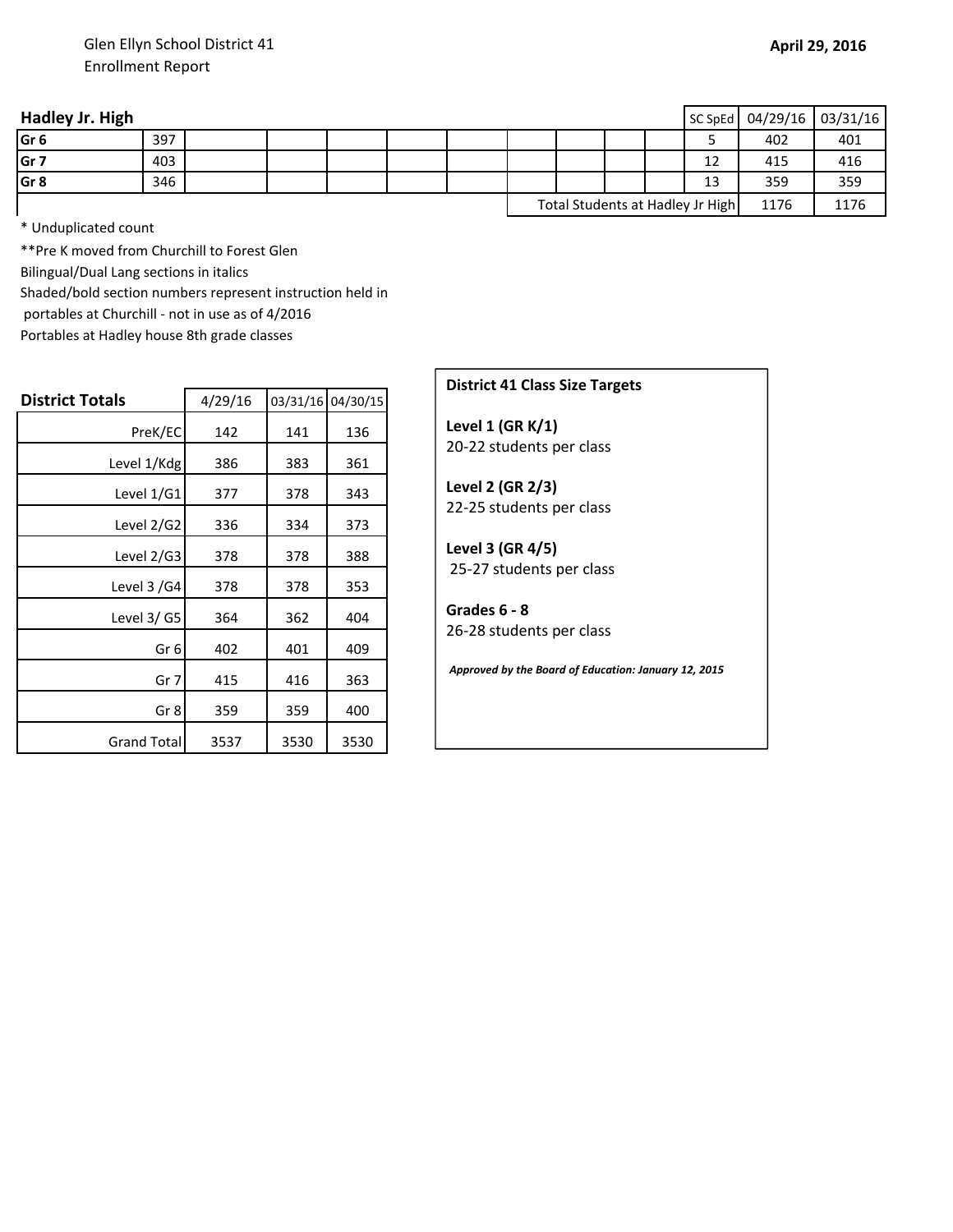Glen Ellyn School District 41
Enrollment Report

**April 29, 2016**

| Hadley Jr. High | | | | | | | | | | | SC SpEd | 04/29/16 | 03/31/16 |
|---|---|---|---|---|---|---|---|---|---|---|---|---|---|
| **Gr 6** | 397 | | | | | | | | | | 5 | 402 | 401 |
| **Gr 7** | 403 | | | | | | | | | | 12 | 415 | 416 |
| **Gr 8** | 346 | | | | | | | | | | 13 | 359 | 359 |
| | | | | | | | | | | | Total Students at Hadley Jr High | 1176 | 1176 |

\* Unduplicated count

\*\*Pre K moved from Churchill to Forest Glen

Bilingual/Dual Lang sections in italics

Shaded/bold section numbers represent instruction held in portables at Churchill - not in use as of 4/2016

Portables at Hadley house 8th grade classes

| District Totals | 4/29/16 | 03/31/16 | 04/30/15 |
|---|---|---|---|
| PreK/EC | 142 | 141 | 136 |
| Level 1/Kdg | 386 | 383 | 361 |
| Level 1/G1 | 377 | 378 | 343 |
| Level 2/G2 | 336 | 334 | 373 |
| Level 2/G3 | 378 | 378 | 388 |
| Level 3 /G4 | 378 | 378 | 353 |
| Level 3/ G5 | 364 | 362 | 404 |
| Gr 6 | 402 | 401 | 409 |
| Gr 7 | 415 | 416 | 363 |
| Gr 8 | 359 | 359 | 400 |
| Grand Total | 3537 | 3530 | 3530 |

**District 41 Class Size Targets**

**Level 1 (GR K/1)**
20-22 students per class

**Level 2 (GR 2/3)**
22-25 students per class

**Level 3 (GR 4/5)**
25-27 students per class

**Grades 6 - 8**
26-28 students per class

***Approved by the Board of Education: January 12, 2015***